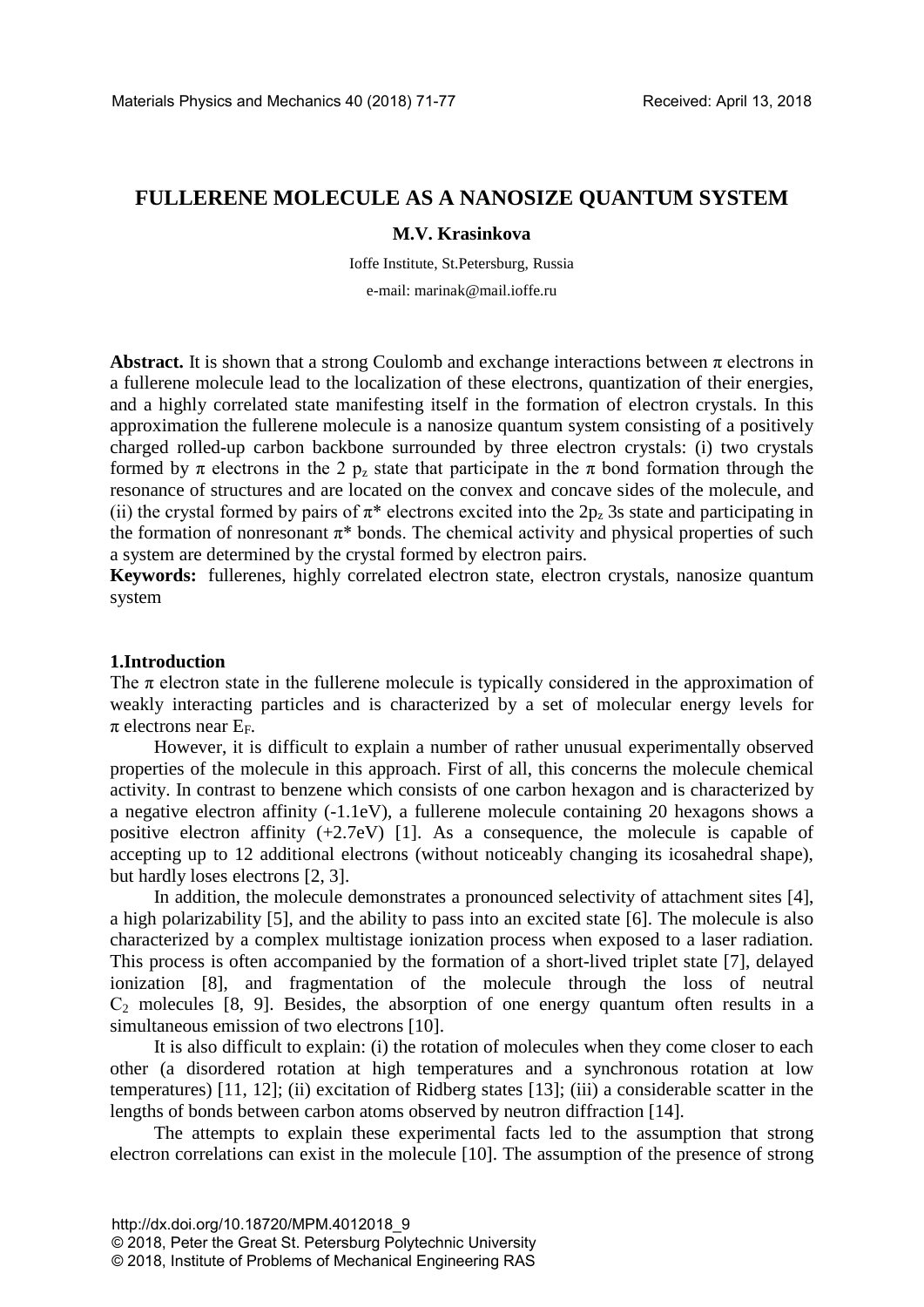# FULLERENE MOLECULE AS A NANOSIZE QUANTUM SYSTEM

**M.V. Krasinkova**

Ioffe Institute, St.Petersburg, Russia

e-mail: marinak@mail.ioffe.ru

**Abstract.** It is shown that a strong Coulomb and exchange interactions between π electrons in a fullerene molecule lead to the localization of these electrons, quantization of their energies, and a highly correlated state manifesting itself in the formation of electron crystals. In this approximation the fullerene molecule is a nanosize quantum system consisting of a positively charged rolled-up carbon backbone surrounded by three electron crystals: (i) two crystals formed by π electrons in the 2 $p_z$ state that participate in the π bond formation through the resonance of structures and are located on the convex and concave sides of the molecule, and (ii) the crystal formed by pairs of π* electrons excited into the $2p_z$ 3s state and participating in the formation of nonresonant π* bonds. The chemical activity and physical properties of such a system are determined by the crystal formed by electron pairs.

**Keywords:** fullerenes, highly correlated electron state, electron crystals, nanosize quantum system

## 1.Introduction

The π electron state in the fullerene molecule is typically considered in the approximation of weakly interacting particles and is characterized by a set of molecular energy levels for π electrons near $E_F$.

However, it is difficult to explain a number of rather unusual experimentally observed properties of the molecule in this approach. First of all, this concerns the molecule chemical activity. In contrast to benzene which consists of one carbon hexagon and is characterized by a negative electron affinity (-1.1eV), a fullerene molecule containing 20 hexagons shows a positive electron affinity (+2.7eV) [1]. As a consequence, the molecule is capable of accepting up to 12 additional electrons (without noticeably changing its icosahedral shape), but hardly loses electrons [2, 3].

In addition, the molecule demonstrates a pronounced selectivity of attachment sites [4], a high polarizability [5], and the ability to pass into an excited state [6]. The molecule is also characterized by a complex multistage ionization process when exposed to a laser radiation. This process is often accompanied by the formation of a short-lived triplet state [7], delayed ionization [8], and fragmentation of the molecule through the loss of neutral $C_2$ molecules [8, 9]. Besides, the absorption of one energy quantum often results in a simultaneous emission of two electrons [10].

It is also difficult to explain: (i) the rotation of molecules when they come closer to each other (a disordered rotation at high temperatures and a synchronous rotation at low temperatures) [11, 12]; (ii) excitation of Ridberg states [13]; (iii) a considerable scatter in the lengths of bonds between carbon atoms observed by neutron diffraction [14].

The attempts to explain these experimental facts led to the assumption that strong electron correlations can exist in the molecule [10]. The assumption of the presence of strong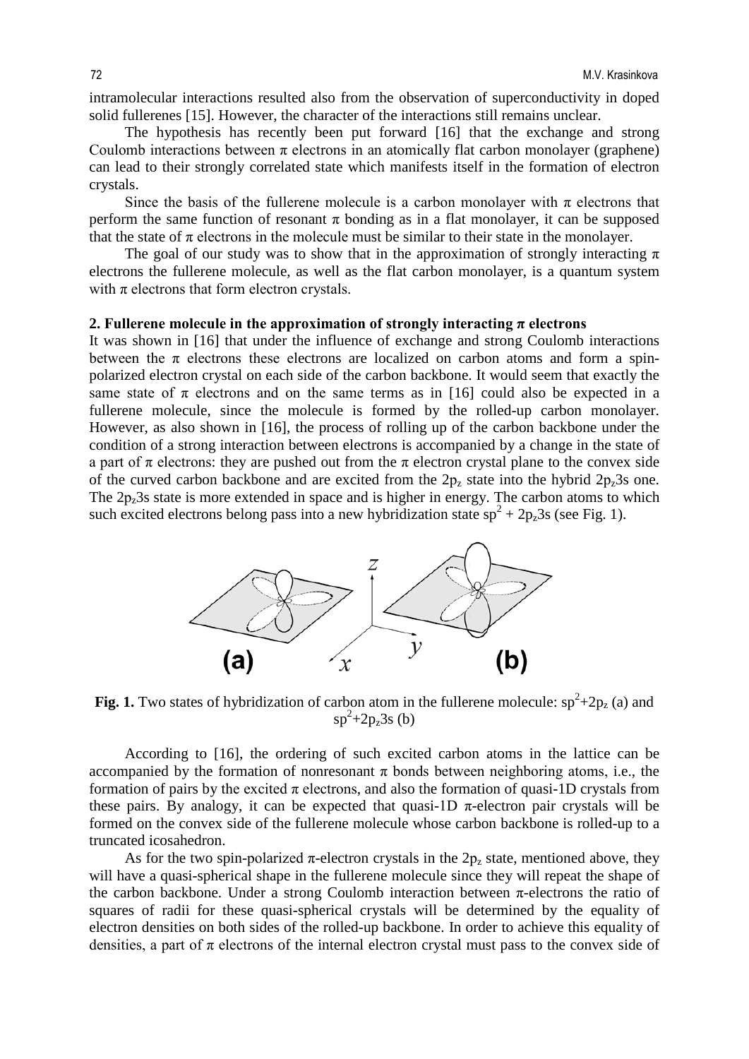intramolecular interactions resulted also from the observation of superconductivity in doped solid fullerenes [15]. However, the character of the interactions still remains unclear.

The hypothesis has recently been put forward [16] that the exchange and strong Coulomb interactions between π electrons in an atomically flat carbon monolayer (graphene) can lead to their strongly correlated state which manifests itself in the formation of electron crystals.

Since the basis of the fullerene molecule is a carbon monolayer with π electrons that perform the same function of resonant π bonding as in a flat monolayer, it can be supposed that the state of π electrons in the molecule must be similar to their state in the monolayer.

The goal of our study was to show that in the approximation of strongly interacting π electrons the fullerene molecule, as well as the flat carbon monolayer, is a quantum system with π electrons that form electron crystals.

## 2. Fullerene molecule in the approximation of strongly interacting π electrons

It was shown in [16] that under the influence of exchange and strong Coulomb interactions between the π electrons these electrons are localized on carbon atoms and form a spin-polarized electron crystal on each side of the carbon backbone. It would seem that exactly the same state of π electrons and on the same terms as in [16] could also be expected in a fullerene molecule, since the molecule is formed by the rolled-up carbon monolayer. However, as also shown in [16], the process of rolling up of the carbon backbone under the condition of a strong interaction between electrons is accompanied by a change in the state of a part of π electrons: they are pushed out from the π electron crystal plane to the convex side of the curved carbon backbone and are excited from the $2p_z$ state into the hybrid $2p_z3s$ one. The $2p_z3s$ state is more extended in space and is higher in energy. The carbon atoms to which such excited electrons belong pass into a new hybridization state $sp^2 + 2p_z3s$ (see Fig. 1).

**Fig. 1.** Two states of hybridization of carbon atom in the fullerene molecule: $sp^2$+$2p_z$ (a) and $sp^2$+$2p_z3s$ (b)

According to [16], the ordering of such excited carbon atoms in the lattice can be accompanied by the formation of nonresonant π bonds between neighboring atoms, i.e., the formation of pairs by the excited π electrons, and also the formation of quasi-1D crystals from these pairs. By analogy, it can be expected that quasi-1D π-electron pair crystals will be formed on the convex side of the fullerene molecule whose carbon backbone is rolled-up to a truncated icosahedron.

As for the two spin-polarized π-electron crystals in the $2p_z$ state, mentioned above, they will have a quasi-spherical shape in the fullerene molecule since they will repeat the shape of the carbon backbone. Under a strong Coulomb interaction between π-electrons the ratio of squares of radii for these quasi-spherical crystals will be determined by the equality of electron densities on both sides of the rolled-up backbone. In order to achieve this equality of densities, a part of π electrons of the internal electron crystal must pass to the convex side of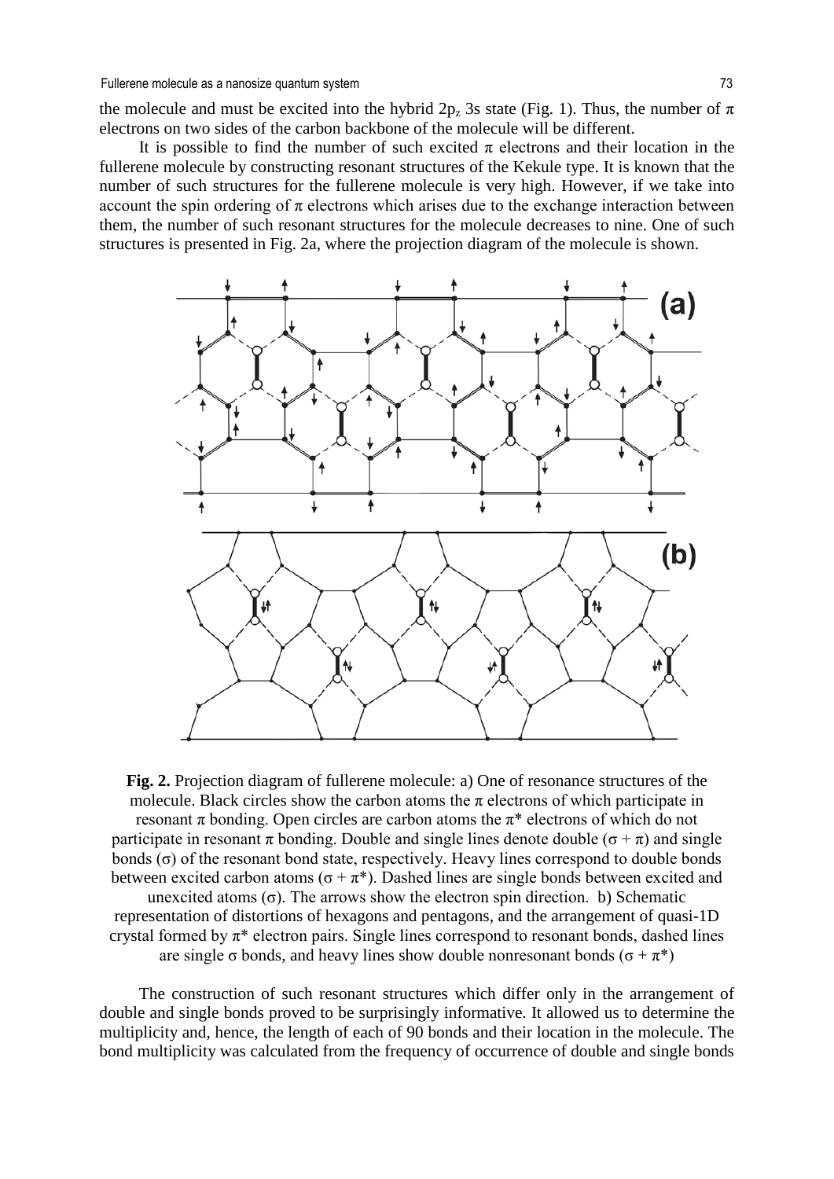the molecule and must be excited into the hybrid $2p_z$ 3s state (Fig. 1). Thus, the number of $\pi$ electrons on two sides of the carbon backbone of the molecule will be different.

It is possible to find the number of such excited $\pi$ electrons and their location in the fullerene molecule by constructing resonant structures of the Kekule type. It is known that the number of such structures for the fullerene molecule is very high. However, if we take into account the spin ordering of $\pi$ electrons which arises due to the exchange interaction between them, the number of such resonant structures for the molecule decreases to nine. One of such structures is presented in Fig. 2a, where the projection diagram of the molecule is shown.

**Fig. 2.** Projection diagram of fullerene molecule: a) One of resonance structures of the molecule. Black circles show the carbon atoms the $\pi$ electrons of which participate in resonant $\pi$ bonding. Open circles are carbon atoms the $\pi^*$ electrons of which do not participate in resonant $\pi$ bonding. Double and single lines denote double ($\sigma + \pi$) and single bonds ($\sigma$) of the resonant bond state, respectively. Heavy lines correspond to double bonds between excited carbon atoms ($\sigma + \pi^*$). Dashed lines are single bonds between excited and unexcited atoms ($\sigma$). The arrows show the electron spin direction. b) Schematic representation of distortions of hexagons and pentagons, and the arrangement of quasi-1D crystal formed by $\pi^*$ electron pairs. Single lines correspond to resonant bonds, dashed lines are single $\sigma$ bonds, and heavy lines show double nonresonant bonds ($\sigma + \pi^*$)

The construction of such resonant structures which differ only in the arrangement of double and single bonds proved to be surprisingly informative. It allowed us to determine the multiplicity and, hence, the length of each of 90 bonds and their location in the molecule. The bond multiplicity was calculated from the frequency of occurrence of double and single bonds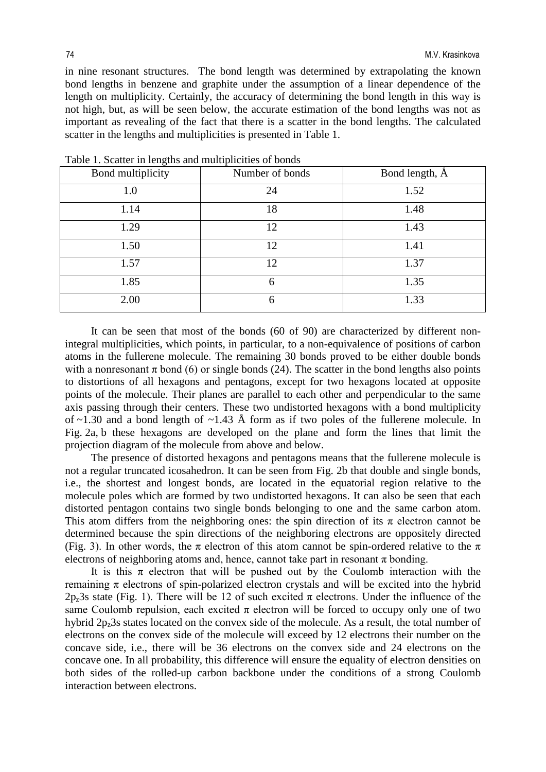in nine resonant structures. The bond length was determined by extrapolating the known bond lengths in benzene and graphite under the assumption of a linear dependence of the length on multiplicity. Certainly, the accuracy of determining the bond length in this way is not high, but, as will be seen below, the accurate estimation of the bond lengths was not as important as revealing of the fact that there is a scatter in the bond lengths. The calculated scatter in the lengths and multiplicities is presented in Table 1.

Table 1. Scatter in lengths and multiplicities of bonds

| Bond multiplicity | Number of bonds | Bond length, Å |
|---|---|---|
| 1.0 | 24 | 1.52 |
| 1.14 | 18 | 1.48 |
| 1.29 | 12 | 1.43 |
| 1.50 | 12 | 1.41 |
| 1.57 | 12 | 1.37 |
| 1.85 | 6 | 1.35 |
| 2.00 | 6 | 1.33 |

It can be seen that most of the bonds (60 of 90) are characterized by different non-integral multiplicities, which points, in particular, to a non-equivalence of positions of carbon atoms in the fullerene molecule. The remaining 30 bonds proved to be either double bonds with a nonresonant π bond (6) or single bonds (24). The scatter in the bond lengths also points to distortions of all hexagons and pentagons, except for two hexagons located at opposite points of the molecule. Their planes are parallel to each other and perpendicular to the same axis passing through their centers. These two undistorted hexagons with a bond multiplicity of ~1.30 and a bond length of ~1.43 Å form as if two poles of the fullerene molecule. In Fig. 2a, b these hexagons are developed on the plane and form the lines that limit the projection diagram of the molecule from above and below.

The presence of distorted hexagons and pentagons means that the fullerene molecule is not a regular truncated icosahedron. It can be seen from Fig. 2b that double and single bonds, i.e., the shortest and longest bonds, are located in the equatorial region relative to the molecule poles which are formed by two undistorted hexagons. It can also be seen that each distorted pentagon contains two single bonds belonging to one and the same carbon atom. This atom differs from the neighboring ones: the spin direction of its π electron cannot be determined because the spin directions of the neighboring electrons are oppositely directed (Fig. 3). In other words, the π electron of this atom cannot be spin-ordered relative to the π electrons of neighboring atoms and, hence, cannot take part in resonant π bonding.

It is this π electron that will be pushed out by the Coulomb interaction with the remaining π electrons of spin-polarized electron crystals and will be excited into the hybrid $2p_z3s$ state (Fig. 1). There will be 12 of such excited π electrons. Under the influence of the same Coulomb repulsion, each excited π electron will be forced to occupy only one of two hybrid $2p_z3s$ states located on the convex side of the molecule. As a result, the total number of electrons on the convex side of the molecule will exceed by 12 electrons their number on the concave side, i.e., there will be 36 electrons on the convex side and 24 electrons on the concave one. In all probability, this difference will ensure the equality of electron densities on both sides of the rolled-up carbon backbone under the conditions of a strong Coulomb interaction between electrons.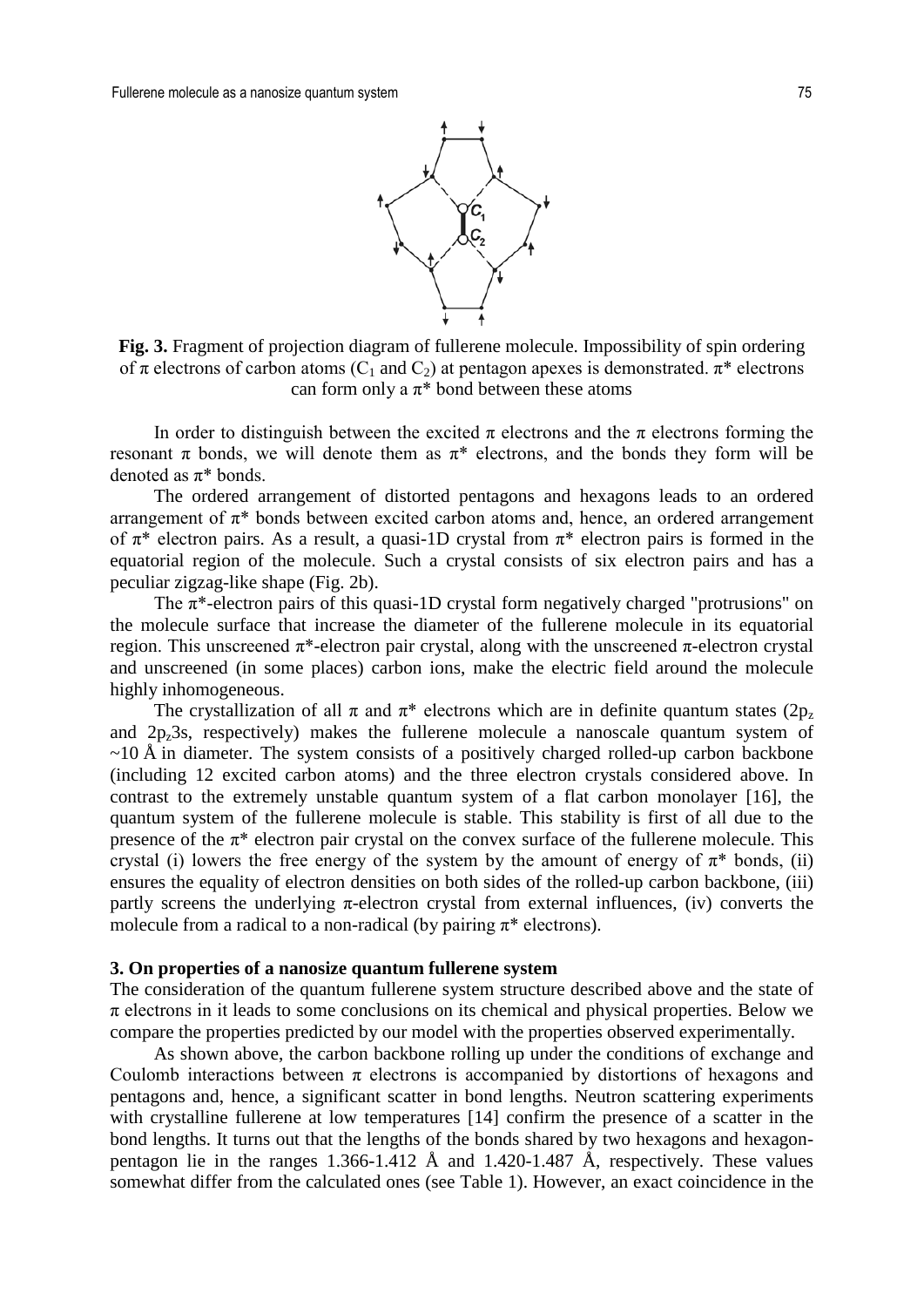**Fig. 3.** Fragment of projection diagram of fullerene molecule. Impossibility of spin ordering of π electrons of carbon atoms ($C_1$ and $C_2$) at pentagon apexes is demonstrated. π* electrons can form only a π* bond between these atoms

In order to distinguish between the excited π electrons and the π electrons forming the resonant π bonds, we will denote them as π* electrons, and the bonds they form will be denoted as π* bonds.

The ordered arrangement of distorted pentagons and hexagons leads to an ordered arrangement of π* bonds between excited carbon atoms and, hence, an ordered arrangement of π* electron pairs. As a result, a quasi-1D crystal from π* electron pairs is formed in the equatorial region of the molecule. Such a crystal consists of six electron pairs and has a peculiar zigzag-like shape (Fig. 2b).

The π*-electron pairs of this quasi-1D crystal form negatively charged "protrusions" on the molecule surface that increase the diameter of the fullerene molecule in its equatorial region. This unscreened π*-electron pair crystal, along with the unscreened π-electron crystal and unscreened (in some places) carbon ions, make the electric field around the molecule highly inhomogeneous.

The crystallization of all π and π* electrons which are in definite quantum states ($2p_z$ and $2p_z3s$, respectively) makes the fullerene molecule a nanoscale quantum system of ~10 Å in diameter. The system consists of a positively charged rolled-up carbon backbone (including 12 excited carbon atoms) and the three electron crystals considered above. In contrast to the extremely unstable quantum system of a flat carbon monolayer [16], the quantum system of the fullerene molecule is stable. This stability is first of all due to the presence of the π* electron pair crystal on the convex surface of the fullerene molecule. This crystal (i) lowers the free energy of the system by the amount of energy of π* bonds, (ii) ensures the equality of electron densities on both sides of the rolled-up carbon backbone, (iii) partly screens the underlying π-electron crystal from external influences, (iv) converts the molecule from a radical to a non-radical (by pairing π* electrons).

## 3. On properties of a nanosize quantum fullerene system

The consideration of the quantum fullerene system structure described above and the state of π electrons in it leads to some conclusions on its chemical and physical properties. Below we compare the properties predicted by our model with the properties observed experimentally.

As shown above, the carbon backbone rolling up under the conditions of exchange and Coulomb interactions between π electrons is accompanied by distortions of hexagons and pentagons and, hence, a significant scatter in bond lengths. Neutron scattering experiments with crystalline fullerene at low temperatures [14] confirm the presence of a scatter in the bond lengths. It turns out that the lengths of the bonds shared by two hexagons and hexagon-pentagon lie in the ranges 1.366-1.412 Å and 1.420-1.487 Å, respectively. These values somewhat differ from the calculated ones (see Table 1). However, an exact coincidence in the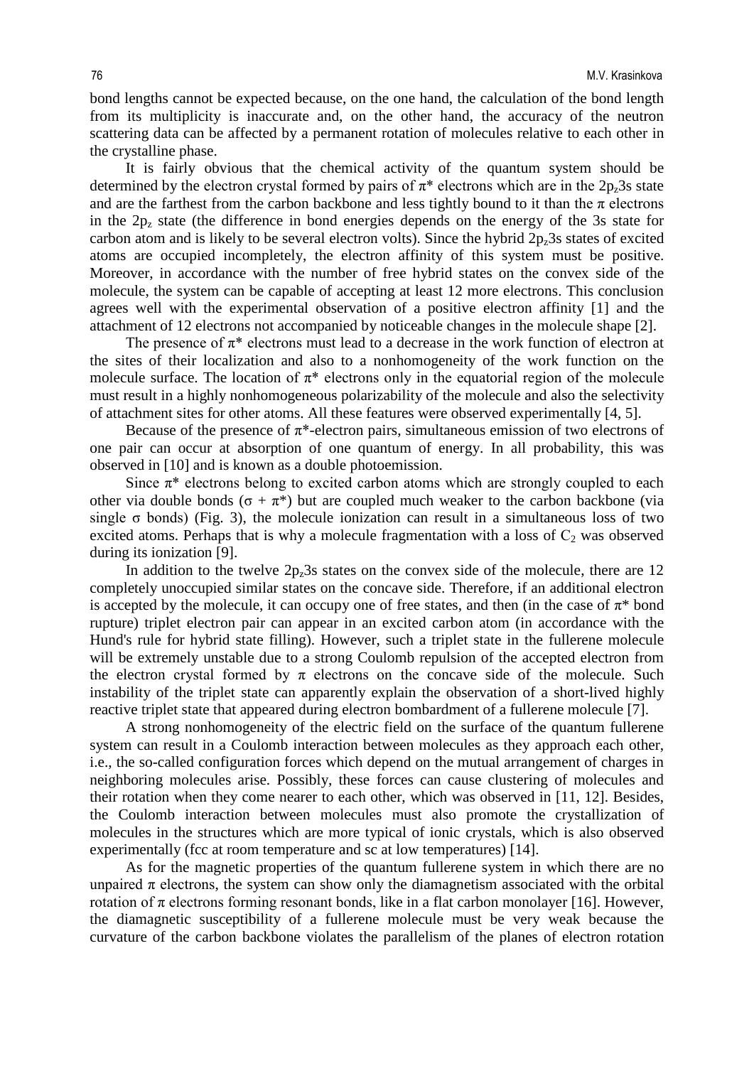bond lengths cannot be expected because, on the one hand, the calculation of the bond length from its multiplicity is inaccurate and, on the other hand, the accuracy of the neutron scattering data can be affected by a permanent rotation of molecules relative to each other in the crystalline phase.

It is fairly obvious that the chemical activity of the quantum system should be determined by the electron crystal formed by pairs of $\pi^*$ electrons which are in the $2p_z3s$ state and are the farthest from the carbon backbone and less tightly bound to it than the $\pi$ electrons in the $2p_z$ state (the difference in bond energies depends on the energy of the 3s state for carbon atom and is likely to be several electron volts). Since the hybrid $2p_z3s$ states of excited atoms are occupied incompletely, the electron affinity of this system must be positive. Moreover, in accordance with the number of free hybrid states on the convex side of the molecule, the system can be capable of accepting at least 12 more electrons. This conclusion agrees well with the experimental observation of a positive electron affinity [1] and the attachment of 12 electrons not accompanied by noticeable changes in the molecule shape [2].

The presence of $\pi^*$ electrons must lead to a decrease in the work function of electron at the sites of their localization and also to a nonhomogeneity of the work function on the molecule surface. The location of $\pi^*$ electrons only in the equatorial region of the molecule must result in a highly nonhomogeneous polarizability of the molecule and also the selectivity of attachment sites for other atoms. All these features were observed experimentally [4, 5].

Because of the presence of $\pi^*$-electron pairs, simultaneous emission of two electrons of one pair can occur at absorption of one quantum of energy. In all probability, this was observed in [10] and is known as a double photoemission.

Since $\pi^*$ electrons belong to excited carbon atoms which are strongly coupled to each other via double bonds ($\sigma + \pi^*$) but are coupled much weaker to the carbon backbone (via single $\sigma$ bonds) (Fig. 3), the molecule ionization can result in a simultaneous loss of two excited atoms. Perhaps that is why a molecule fragmentation with a loss of $C_2$ was observed during its ionization [9].

In addition to the twelve $2p_z3s$ states on the convex side of the molecule, there are 12 completely unoccupied similar states on the concave side. Therefore, if an additional electron is accepted by the molecule, it can occupy one of free states, and then (in the case of $\pi^*$ bond rupture) triplet electron pair can appear in an excited carbon atom (in accordance with the Hund's rule for hybrid state filling). However, such a triplet state in the fullerene molecule will be extremely unstable due to a strong Coulomb repulsion of the accepted electron from the electron crystal formed by $\pi$ electrons on the concave side of the molecule. Such instability of the triplet state can apparently explain the observation of a short-lived highly reactive triplet state that appeared during electron bombardment of a fullerene molecule [7].

A strong nonhomogeneity of the electric field on the surface of the quantum fullerene system can result in a Coulomb interaction between molecules as they approach each other, i.e., the so-called configuration forces which depend on the mutual arrangement of charges in neighboring molecules arise. Possibly, these forces can cause clustering of molecules and their rotation when they come nearer to each other, which was observed in [11, 12]. Besides, the Coulomb interaction between molecules must also promote the crystallization of molecules in the structures which are more typical of ionic crystals, which is also observed experimentally (fcc at room temperature and sc at low temperatures) [14].

As for the magnetic properties of the quantum fullerene system in which there are no unpaired $\pi$ electrons, the system can show only the diamagnetism associated with the orbital rotation of $\pi$ electrons forming resonant bonds, like in a flat carbon monolayer [16]. However, the diamagnetic susceptibility of a fullerene molecule must be very weak because the curvature of the carbon backbone violates the parallelism of the planes of electron rotation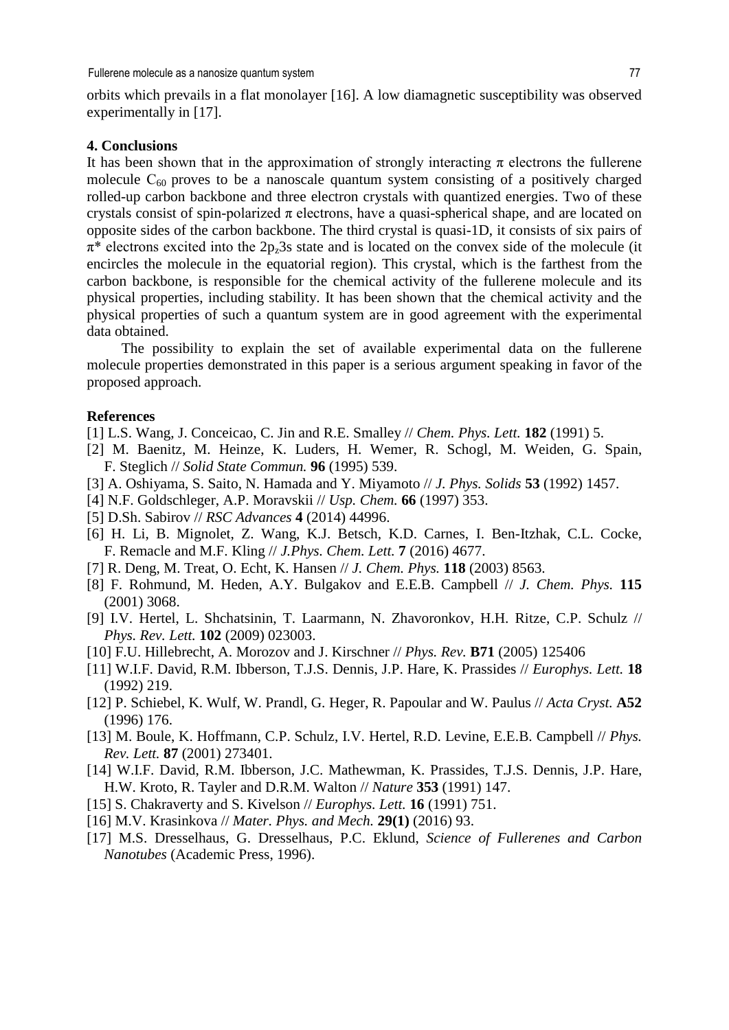orbits which prevails in a flat monolayer [16]. A low diamagnetic susceptibility was observed experimentally in [17].

## 4. Conclusions

It has been shown that in the approximation of strongly interacting π electrons the fullerene molecule $C_{60}$ proves to be a nanoscale quantum system consisting of a positively charged rolled-up carbon backbone and three electron crystals with quantized energies. Two of these crystals consist of spin-polarized π electrons, have a quasi-spherical shape, and are located on opposite sides of the carbon backbone. The third crystal is quasi-1D, it consists of six pairs of π* electrons excited into the $2p_z3s$ state and is located on the convex side of the molecule (it encircles the molecule in the equatorial region). This crystal, which is the farthest from the carbon backbone, is responsible for the chemical activity of the fullerene molecule and its physical properties, including stability. It has been shown that the chemical activity and the physical properties of such a quantum system are in good agreement with the experimental data obtained.

The possibility to explain the set of available experimental data on the fullerene molecule properties demonstrated in this paper is a serious argument speaking in favor of the proposed approach.

## References

[1] L.S. Wang, J. Conceicao, C. Jin and R.E. Smalley // *Chem. Phys. Lett.* **182** (1991) 5.

[2] M. Baenitz, M. Heinze, K. Luders, H. Wemer, R. Schogl, M. Weiden, G. Spain, F. Steglich // *Solid State Commun.* **96** (1995) 539.

[3] A. Oshiyama, S. Saito, N. Hamada and Y. Miyamoto // *J. Phys. Solids* **53** (1992) 1457.

[4] N.F. Goldschleger, A.P. Moravskii // *Usp. Chem.* **66** (1997) 353.

[5] D.Sh. Sabirov // *RSC Advances* **4** (2014) 44996.

[6] H. Li, B. Mignolet, Z. Wang, K.J. Betsch, K.D. Carnes, I. Ben-Itzhak, C.L. Cocke, F. Remacle and M.F. Kling // *J.Phys. Chem. Lett.* **7** (2016) 4677.

[7] R. Deng, M. Treat, O. Echt, K. Hansen // *J. Chem. Phys.* **118** (2003) 8563.

[8] F. Rohmund, M. Heden, A.Y. Bulgakov and E.E.B. Campbell // *J. Chem. Phys.* **115** (2001) 3068.

[9] I.V. Hertel, L. Shchatsinin, T. Laarmann, N. Zhavoronkov, H.H. Ritze, C.P. Schulz // *Phys. Rev. Lett.* **102** (2009) 023003.

[10] F.U. Hillebrecht, A. Morozov and J. Kirschner // *Phys. Rev.* **B71** (2005) 125406

[11] W.I.F. David, R.M. Ibberson, T.J.S. Dennis, J.P. Hare, K. Prassides // *Europhys. Lett.* **18** (1992) 219.

[12] P. Schiebel, K. Wulf, W. Prandl, G. Heger, R. Papoular and W. Paulus // *Acta Cryst.* **A52** (1996) 176.

[13] M. Boule, K. Hoffmann, C.P. Schulz, I.V. Hertel, R.D. Levine, E.E.B. Campbell // *Phys. Rev. Lett.* **87** (2001) 273401.

[14] W.I.F. David, R.M. Ibberson, J.C. Mathewman, K. Prassides, T.J.S. Dennis, J.P. Hare, H.W. Kroto, R. Tayler and D.R.M. Walton // *Nature* **353** (1991) 147.

[15] S. Chakraverty and S. Kivelson // *Europhys. Lett.* **16** (1991) 751.

[16] M.V. Krasinkova // *Mater. Phys. and Mech.* **29(1)** (2016) 93.

[17] M.S. Dresselhaus, G. Dresselhaus, P.C. Eklund, *Science of Fullerenes and Carbon Nanotubes* (Academic Press, 1996).